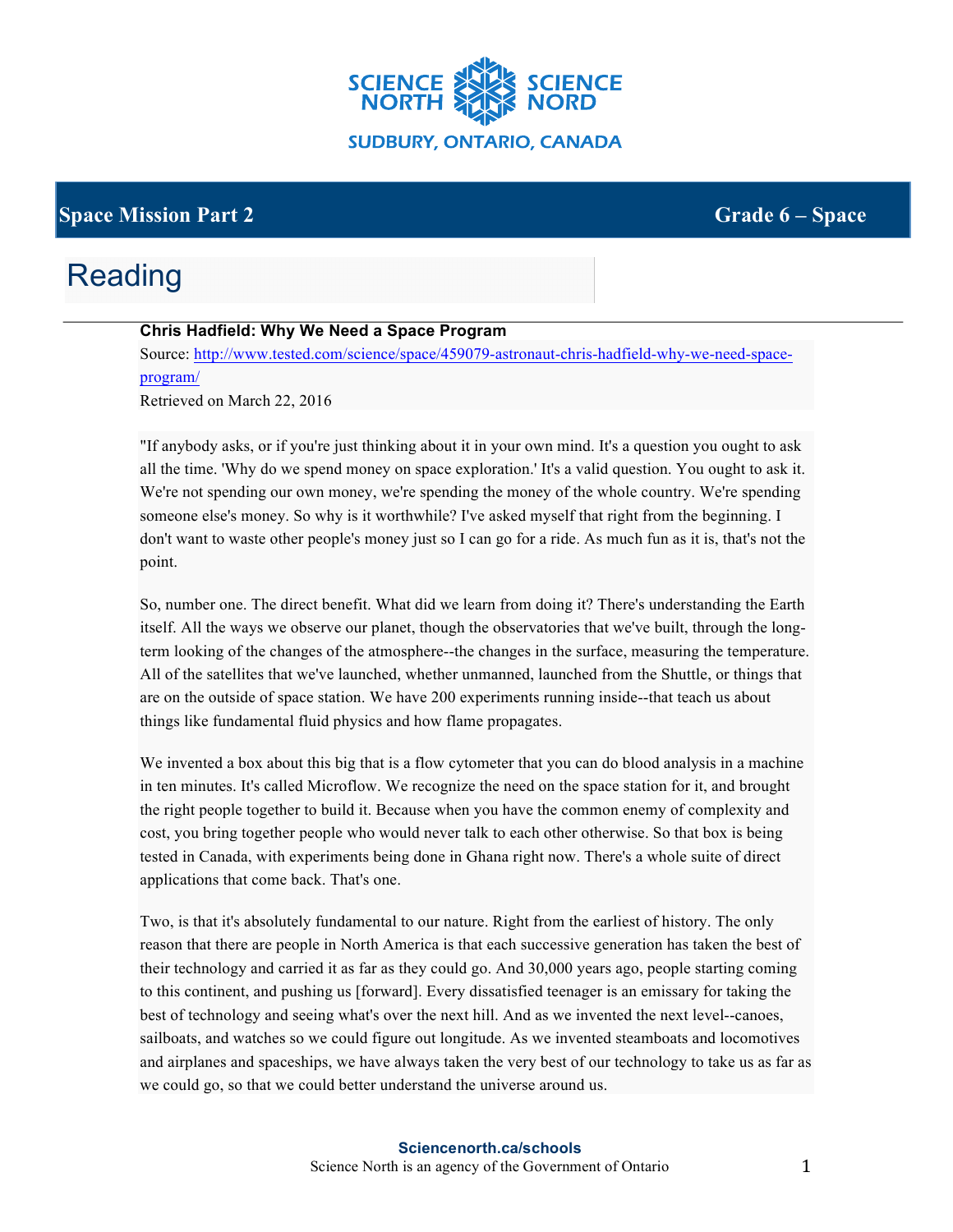SCIENCE NORTH SCIENCE NORD

SUDBURY, ONTARIO, CANADA

**Space Mission Part 2** **Grade 6 – Space**

# Reading

### Chris Hadfield: Why We Need a Space Program

Source: [http://www.tested.com/science/space/459079-astronaut-chris-hadfield-why-we-need-space-program/](http://www.tested.com/science/space/459079-astronaut-chris-hadfield-why-we-need-space-program/)

Retrieved on March 22, 2016

"If anybody asks, or if you're just thinking about it in your own mind. It's a question you ought to ask all the time. 'Why do we spend money on space exploration.' It's a valid question. You ought to ask it. We're not spending our own money, we're spending the money of the whole country. We're spending someone else's money. So why is it worthwhile? I've asked myself that right from the beginning. I don't want to waste other people's money just so I can go for a ride. As much fun as it is, that's not the point.

So, number one. The direct benefit. What did we learn from doing it? There's understanding the Earth itself. All the ways we observe our planet, though the observatories that we've built, through the long-term looking of the changes of the atmosphere--the changes in the surface, measuring the temperature. All of the satellites that we've launched, whether unmanned, launched from the Shuttle, or things that are on the outside of space station. We have 200 experiments running inside--that teach us about things like fundamental fluid physics and how flame propagates.

We invented a box about this big that is a flow cytometer that you can do blood analysis in a machine in ten minutes. It's called Microflow. We recognize the need on the space station for it, and brought the right people together to build it. Because when you have the common enemy of complexity and cost, you bring together people who would never talk to each other otherwise. So that box is being tested in Canada, with experiments being done in Ghana right now. There's a whole suite of direct applications that come back. That's one.

Two, is that it's absolutely fundamental to our nature. Right from the earliest of history. The only reason that there are people in North America is that each successive generation has taken the best of their technology and carried it as far as they could go. And 30,000 years ago, people starting coming to this continent, and pushing us [forward]. Every dissatisfied teenager is an emissary for taking the best of technology and seeing what's over the next hill. And as we invented the next level--canoes, sailboats, and watches so we could figure out longitude. As we invented steamboats and locomotives and airplanes and spaceships, we have always taken the very best of our technology to take us as far as we could go, so that we could better understand the universe around us.

**Sciencenorth.ca/schools**

Science North is an agency of the Government of Ontario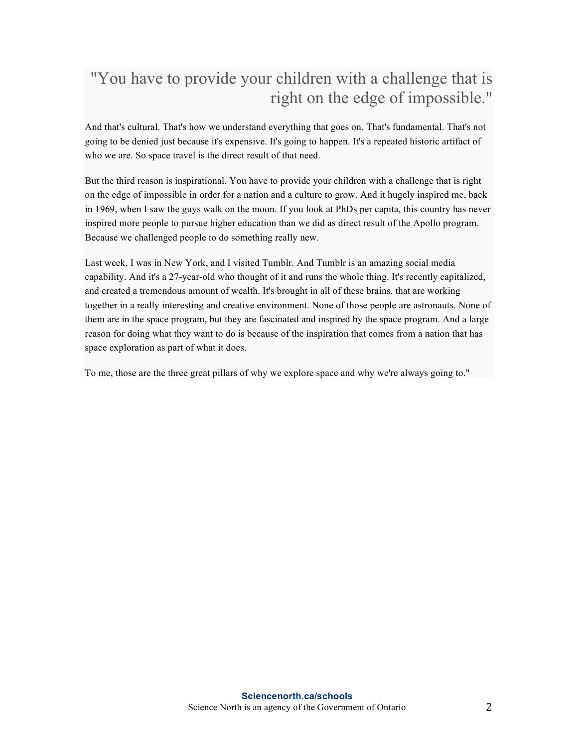> "You have to provide your children with a challenge that is right on the edge of impossible."

And that's cultural. That's how we understand everything that goes on. That's fundamental. That's not going to be denied just because it's expensive. It's going to happen. It's a repeated historic artifact of who we are. So space travel is the direct result of that need.

But the third reason is inspirational. You have to provide your children with a challenge that is right on the edge of impossible in order for a nation and a culture to grow. And it hugely inspired me, back in 1969, when I saw the guys walk on the moon. If you look at PhDs per capita, this country has never inspired more people to pursue higher education than we did as direct result of the Apollo program. Because we challenged people to do something really new.

Last week, I was in New York, and I visited Tumblr. And Tumblr is an amazing social media capability. And it's a 27-year-old who thought of it and runs the whole thing. It's recently capitalized, and created a tremendous amount of wealth. It's brought in all of these brains, that are working together in a really interesting and creative environment. None of those people are astronauts. None of them are in the space program, but they are fascinated and inspired by the space program. And a large reason for doing what they want to do is because of the inspiration that comes from a nation that has space exploration as part of what it does.

To me, those are the three great pillars of why we explore space and why we're always going to."

**Sciencenorth.ca/schools**
Science North is an agency of the Government of Ontario